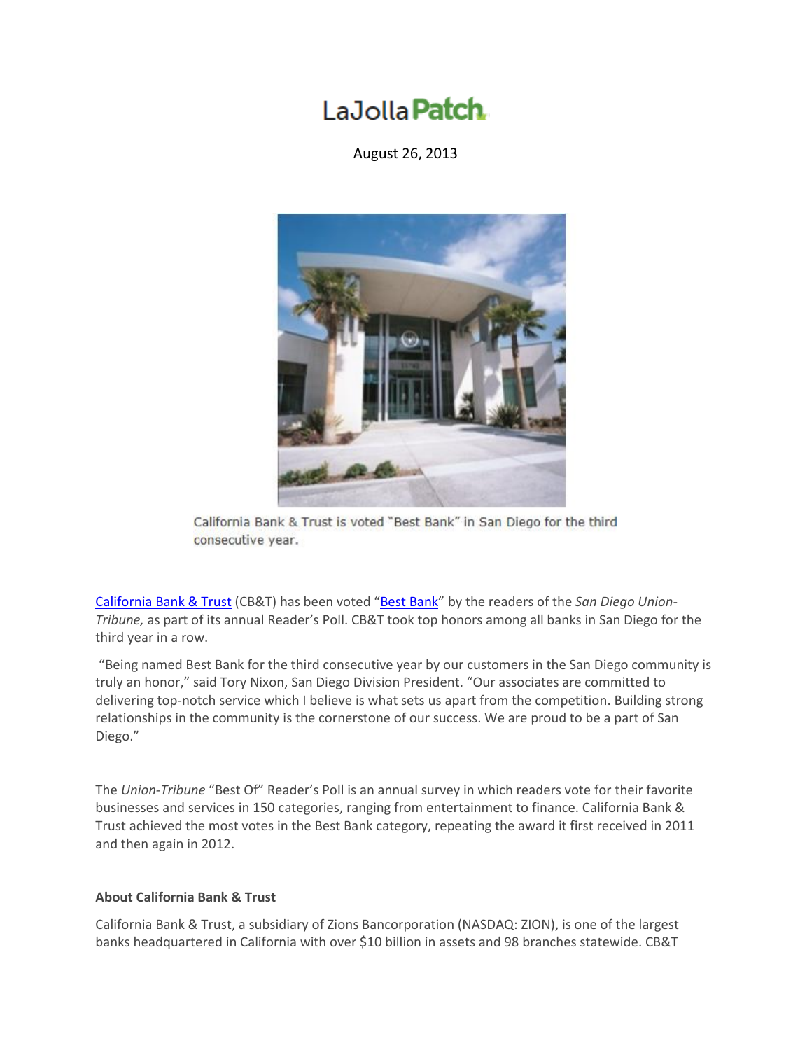# LaJolla Patch

August 26, 2013

California Bank & Trust is voted "Best Bank" in San Diego for the third consecutive year.

California Bank & Trust (CB&T) has been voted "Best Bank" by the readers of the *San Diego Union-Tribune,* as part of its annual Reader's Poll. CB&T took top honors among all banks in San Diego for the third year in a row.

"Being named Best Bank for the third consecutive year by our customers in the San Diego community is truly an honor," said Tory Nixon, San Diego Division President. "Our associates are committed to delivering top-notch service which I believe is what sets us apart from the competition. Building strong relationships in the community is the cornerstone of our success. We are proud to be a part of San Diego."

The *Union-Tribune* "Best Of" Reader's Poll is an annual survey in which readers vote for their favorite businesses and services in 150 categories, ranging from entertainment to finance. California Bank & Trust achieved the most votes in the Best Bank category, repeating the award it first received in 2011 and then again in 2012.

**About California Bank & Trust**

California Bank & Trust, a subsidiary of Zions Bancorporation (NASDAQ: ZION), is one of the largest banks headquartered in California with over $10 billion in assets and 98 branches statewide. CB&T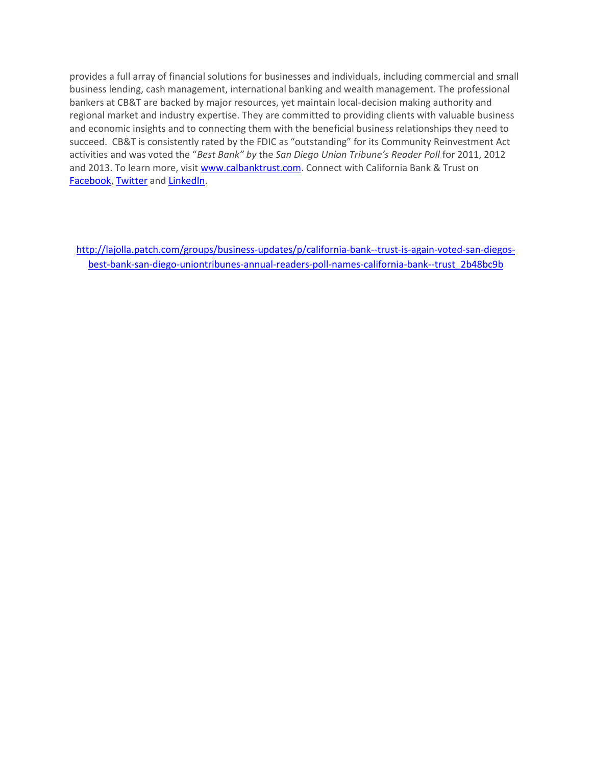provides a full array of financial solutions for businesses and individuals, including commercial and small business lending, cash management, international banking and wealth management. The professional bankers at CB&T are backed by major resources, yet maintain local-decision making authority and regional market and industry expertise. They are committed to providing clients with valuable business and economic insights and to connecting them with the beneficial business relationships they need to succeed. CB&T is consistently rated by the FDIC as "outstanding" for its Community Reinvestment Act activities and was voted the "*Best Bank" by* the *San Diego Union Tribune's Reader Poll* for 2011, 2012 and 2013. To learn more, visit [www.calbanktrust.com](www.calbanktrust.com). Connect with California Bank & Trust on [Facebook](), [Twitter]() and [LinkedIn]().

[http://lajolla.patch.com/groups/business-updates/p/california-bank--trust-is-again-voted-san-diegos-best-bank-san-diego-uniontribunes-annual-readers-poll-names-california-bank--trust_2b48bc9b](http://lajolla.patch.com/groups/business-updates/p/california-bank--trust-is-again-voted-san-diegos-best-bank-san-diego-uniontribunes-annual-readers-poll-names-california-bank--trust_2b48bc9b)